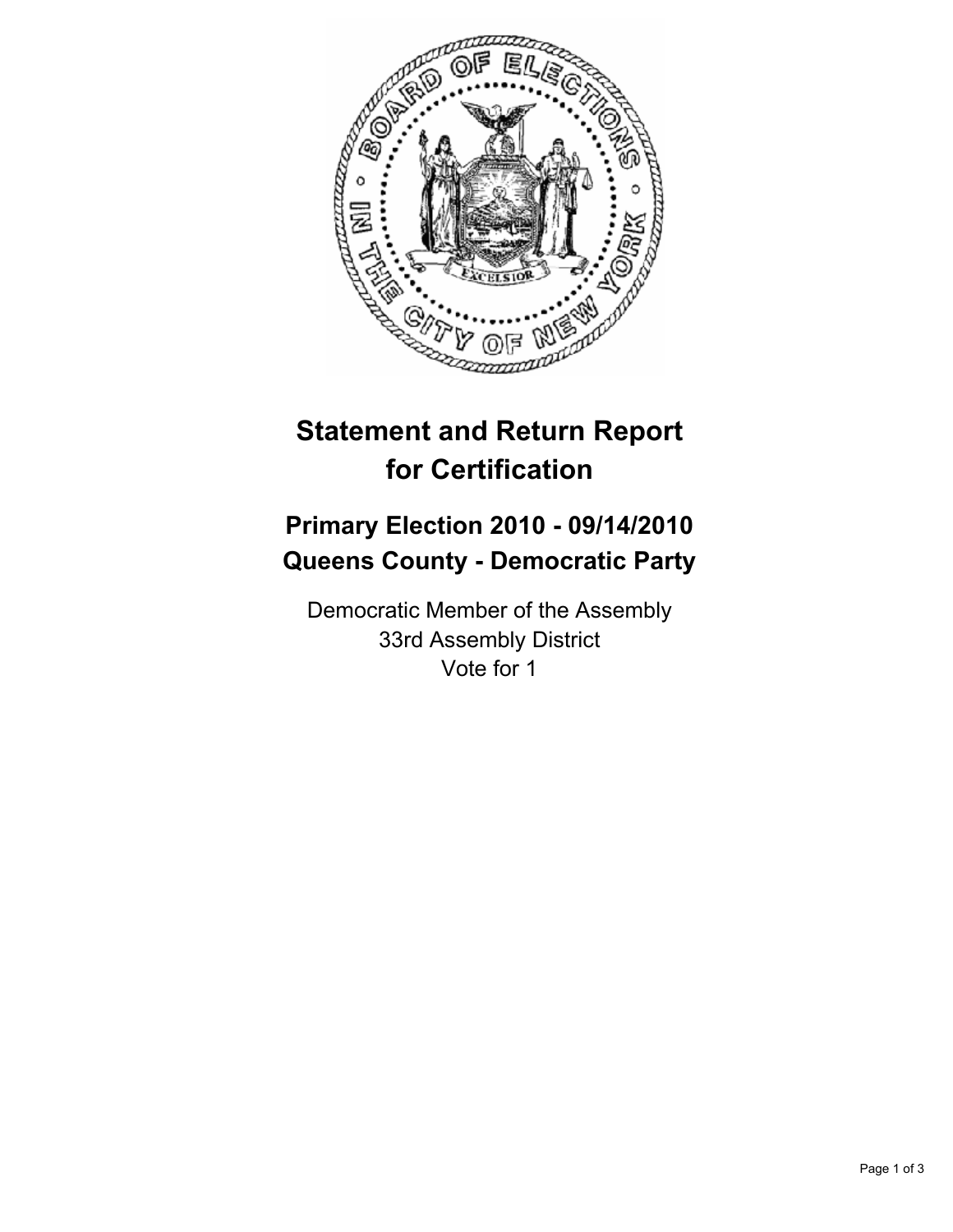# Statement and Return Report for Certification

## Primary Election 2010 - 09/14/2010
## Queens County - Democratic Party

Democratic Member of the Assembly
33rd Assembly District
Vote for 1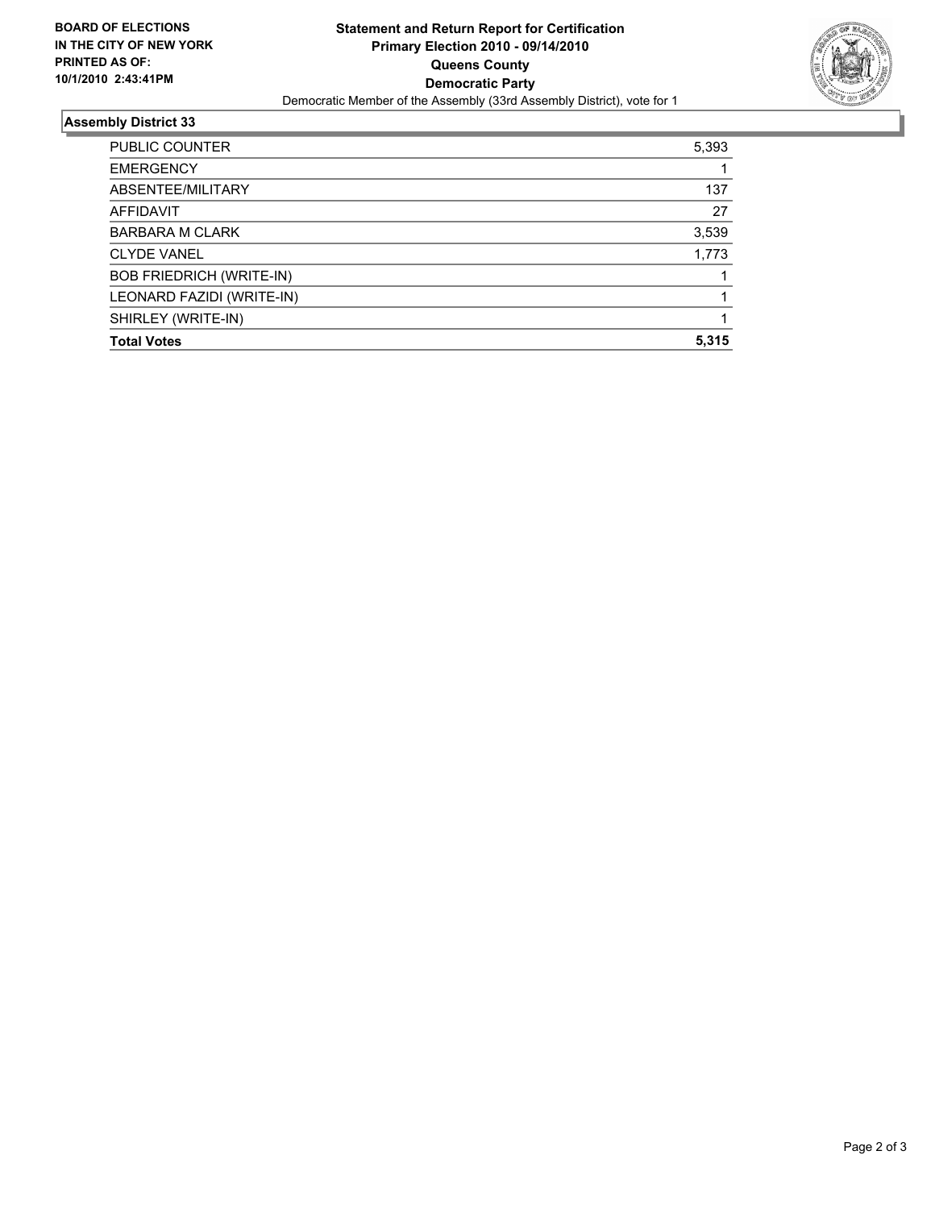**BOARD OF ELECTIONS IN THE CITY OF NEW YORK**
**PRINTED AS OF: 10/1/2010 2:43:41PM**

# Statement and Return Report for Certification
## Primary Election 2010 - 09/14/2010
## Queens County
## Democratic Party

Democratic Member of the Assembly (33rd Assembly District), vote for 1

### Assembly District 33

| | |
|---|---|
| PUBLIC COUNTER | 5,393 |
| EMERGENCY | 1 |
| ABSENTEE/MILITARY | 137 |
| AFFIDAVIT | 27 |
| BARBARA M CLARK | 3,539 |
| CLYDE VANEL | 1,773 |
| BOB FRIEDRICH (WRITE-IN) | 1 |
| LEONARD FAZIDI (WRITE-IN) | 1 |
| SHIRLEY (WRITE-IN) | 1 |
| **Total Votes** | **5,315** |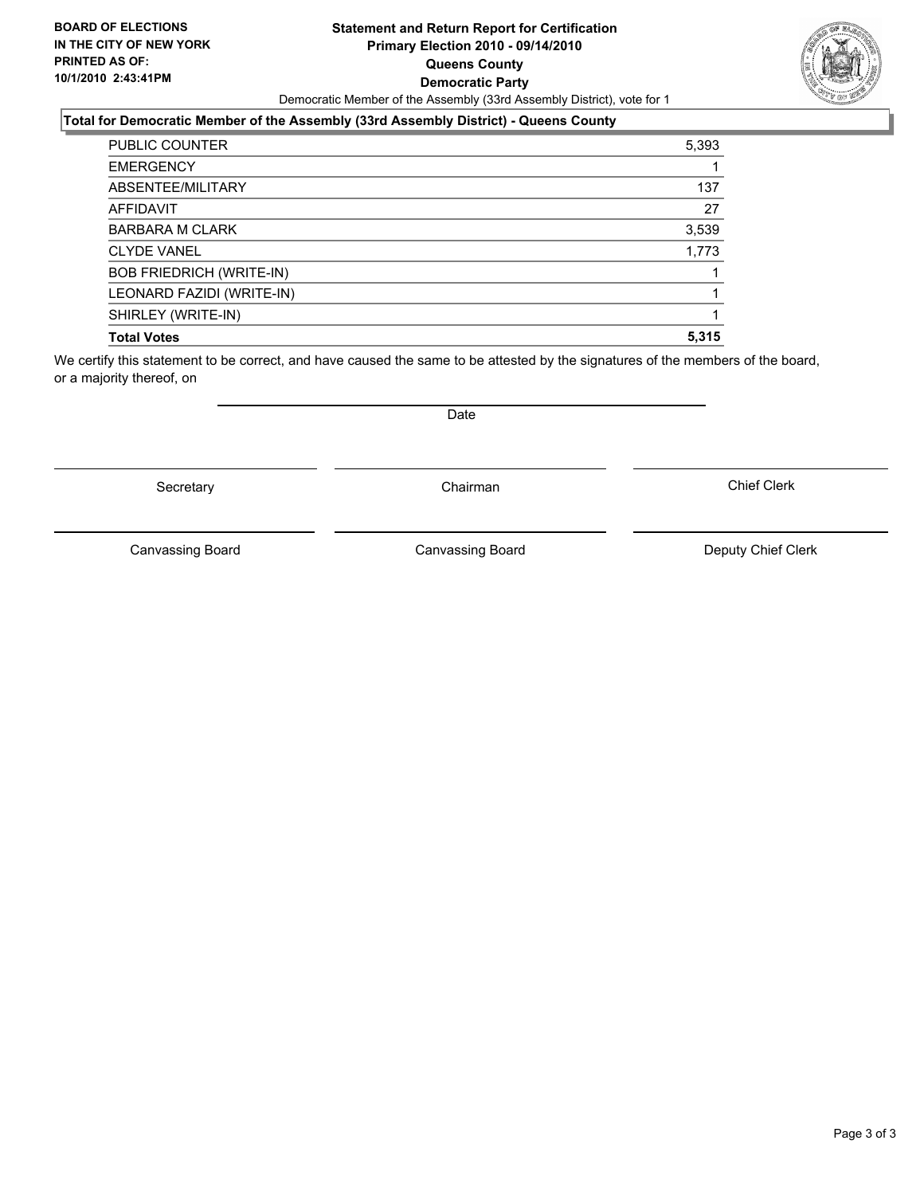**BOARD OF ELECTIONS IN THE CITY OF NEW YORK PRINTED AS OF: 10/1/2010 2:43:41PM**

**Statement and Return Report for Certification**
**Primary Election 2010 - 09/14/2010**
**Queens County**
**Democratic Party**
Democratic Member of the Assembly (33rd Assembly District), vote for 1

**Total for Democratic Member of the Assembly (33rd Assembly District) - Queens County**

| | |
|---|---|
| PUBLIC COUNTER | 5,393 |
| EMERGENCY | 1 |
| ABSENTEE/MILITARY | 137 |
| AFFIDAVIT | 27 |
| BARBARA M CLARK | 3,539 |
| CLYDE VANEL | 1,773 |
| BOB FRIEDRICH (WRITE-IN) | 1 |
| LEONARD FAZIDI (WRITE-IN) | 1 |
| SHIRLEY (WRITE-IN) | 1 |
| **Total Votes** | **5,315** |

We certify this statement to be correct, and have caused the same to be attested by the signatures of the members of the board, or a majority thereof, on

Date

Secretary | Chairman | Chief Clerk

Canvassing Board | Canvassing Board | Deputy Chief Clerk